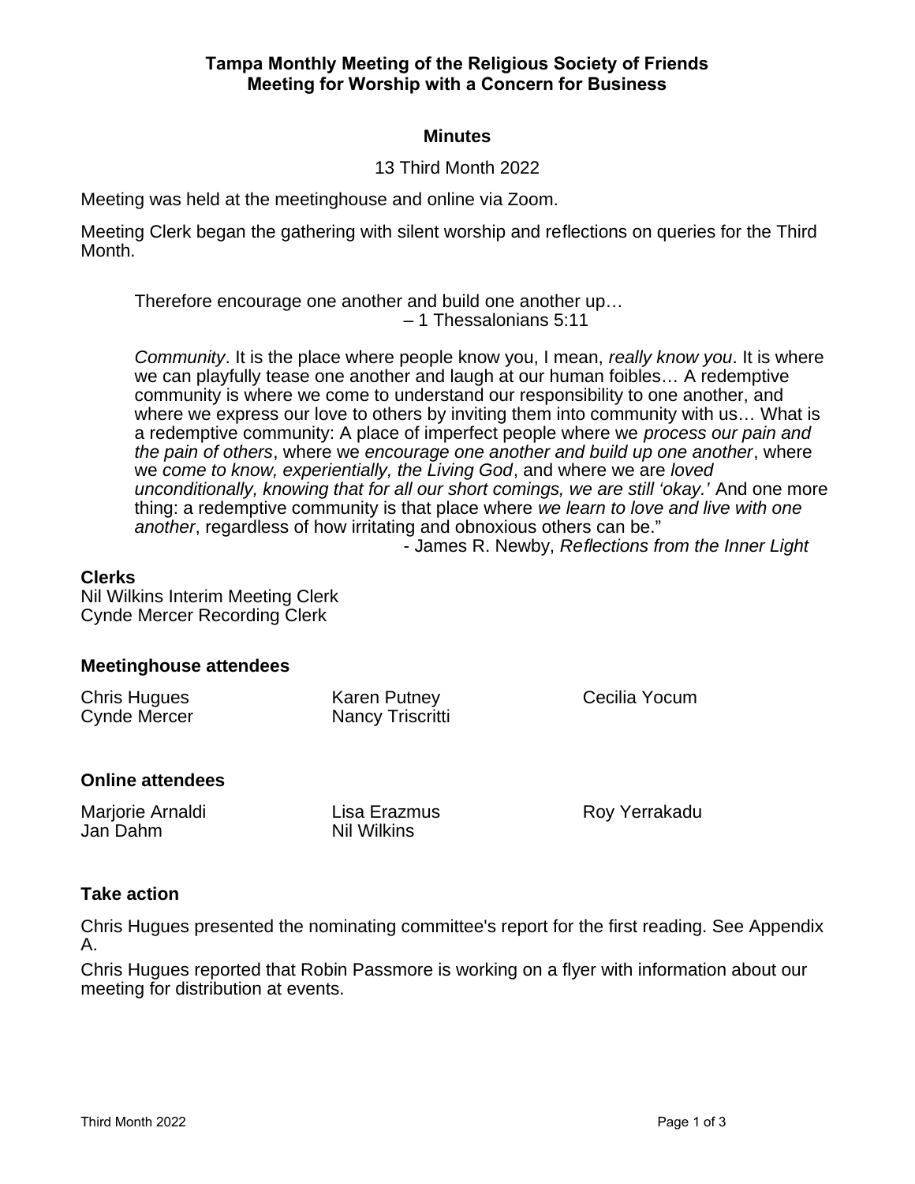**Tampa Monthly Meeting of the Religious Society of Friends**
**Meeting for Worship with a Concern for Business**

**Minutes**

13 Third Month 2022

Meeting was held at the meetinghouse and online via Zoom.

Meeting Clerk began the gathering with silent worship and reflections on queries for the Third Month.

> Therefore encourage one another and build one another up…
> – 1 Thessalonians 5:11
>
> *Community*. It is the place where people know you, I mean, *really know you*. It is where we can playfully tease one another and laugh at our human foibles… A redemptive community is where we come to understand our responsibility to one another, and where we express our love to others by inviting them into community with us… What is a redemptive community: A place of imperfect people where we *process our pain and the pain of others*, where we *encourage one another and build up one another*, where we *come to know, experientially, the Living God*, and where we are *loved unconditionally, knowing that for all our short comings, we are still 'okay.'* And one more thing: a redemptive community is that place where *we learn to love and live with one another*, regardless of how irritating and obnoxious others can be."
> - James R. Newby, *Reflections from the Inner Light*

### Clerks

Nil Wilkins Interim Meeting Clerk
Cynde Mercer Recording Clerk

### Meetinghouse attendees

Chris Hugues
Cynde Mercer
Karen Putney
Nancy Triscritti
Cecilia Yocum

### Online attendees

Marjorie Arnaldi
Jan Dahm
Lisa Erazmus
Nil Wilkins
Roy Yerrakadu

### Take action

Chris Hugues presented the nominating committee's report for the first reading. See Appendix A.

Chris Hugues reported that Robin Passmore is working on a flyer with information about our meeting for distribution at events.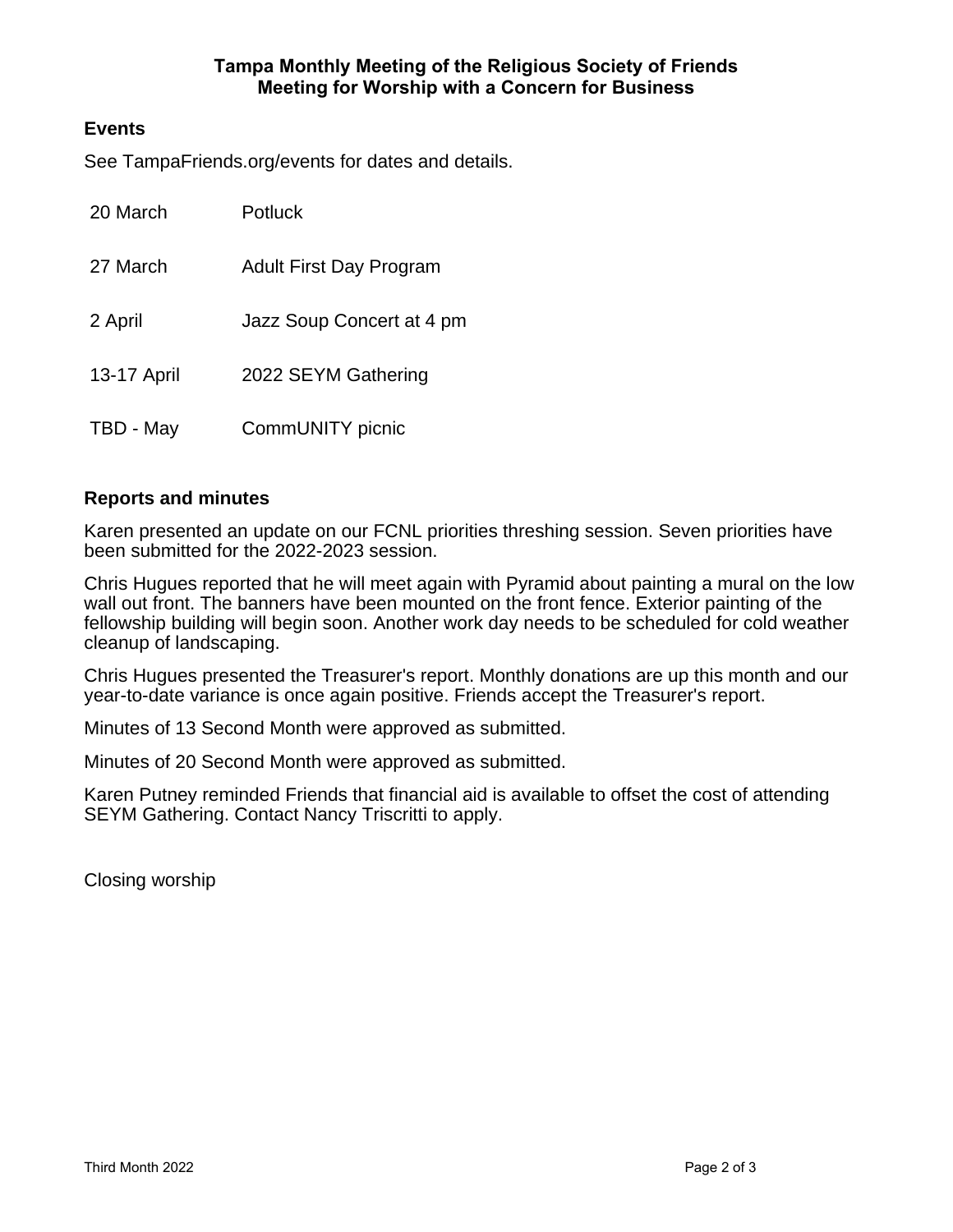**Tampa Monthly Meeting of the Religious Society of Friends**
**Meeting for Worship with a Concern for Business**

## Events

See TampaFriends.org/events for dates and details.

| | |
|---|---|
| 20 March | Potluck |
| 27 March | Adult First Day Program |
| 2 April | Jazz Soup Concert at 4 pm |
| 13-17 April | 2022 SEYM Gathering |
| TBD - May | CommUNITY picnic |

## Reports and minutes

Karen presented an update on our FCNL priorities threshing session. Seven priorities have been submitted for the 2022-2023 session.

Chris Hugues reported that he will meet again with Pyramid about painting a mural on the low wall out front. The banners have been mounted on the front fence. Exterior painting of the fellowship building will begin soon. Another work day needs to be scheduled for cold weather cleanup of landscaping.

Chris Hugues presented the Treasurer's report. Monthly donations are up this month and our year-to-date variance is once again positive. Friends accept the Treasurer's report.

Minutes of 13 Second Month were approved as submitted.

Minutes of 20 Second Month were approved as submitted.

Karen Putney reminded Friends that financial aid is available to offset the cost of attending SEYM Gathering. Contact Nancy Triscritti to apply.

Closing worship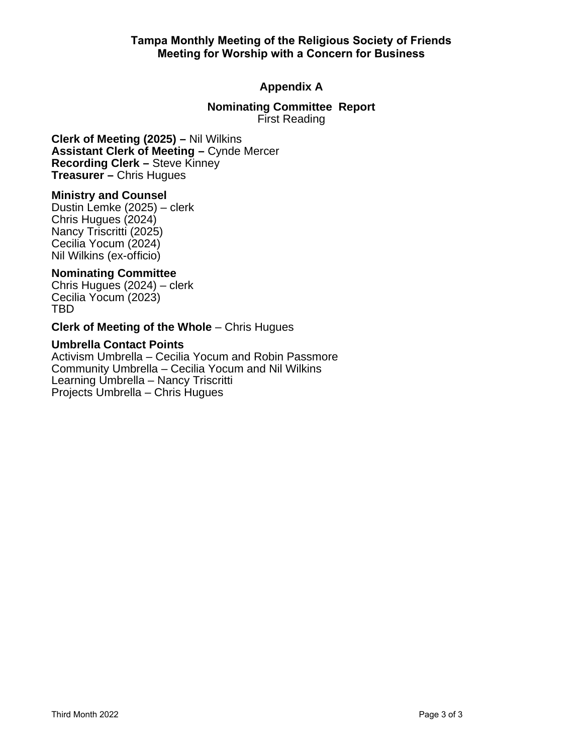**Tampa Monthly Meeting of the Religious Society of Friends**
**Meeting for Worship with a Concern for Business**

## Appendix A

### Nominating Committee Report

First Reading

**Clerk of Meeting (2025) –** Nil Wilkins
**Assistant Clerk of Meeting –** Cynde Mercer
**Recording Clerk –** Steve Kinney
**Treasurer –** Chris Hugues

**Ministry and Counsel**
Dustin Lemke (2025) – clerk
Chris Hugues (2024)
Nancy Triscritti (2025)
Cecilia Yocum (2024)
Nil Wilkins (ex-officio)

**Nominating Committee**
Chris Hugues (2024) – clerk
Cecilia Yocum (2023)
TBD

**Clerk of Meeting of the Whole** – Chris Hugues

**Umbrella Contact Points**
Activism Umbrella – Cecilia Yocum and Robin Passmore
Community Umbrella – Cecilia Yocum and Nil Wilkins
Learning Umbrella – Nancy Triscritti
Projects Umbrella – Chris Hugues